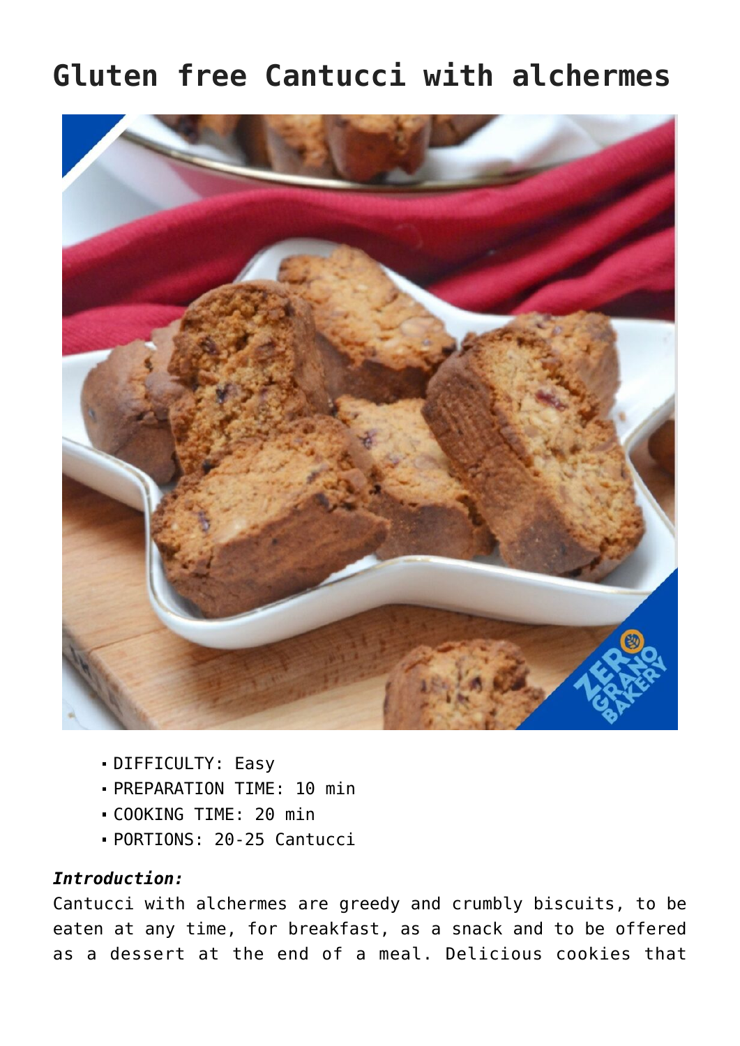# Gluten free Cantucci with alchermes

- DIFFICULTY: Easy
- PREPARATION TIME: 10 min
- COOKING TIME: 20 min
- PORTIONS: 20-25 Cantucci

***Introduction:***
Cantucci with alchermes are greedy and crumbly biscuits, to be eaten at any time, for breakfast, as a snack and to be offered as a dessert at the end of a meal. Delicious cookies that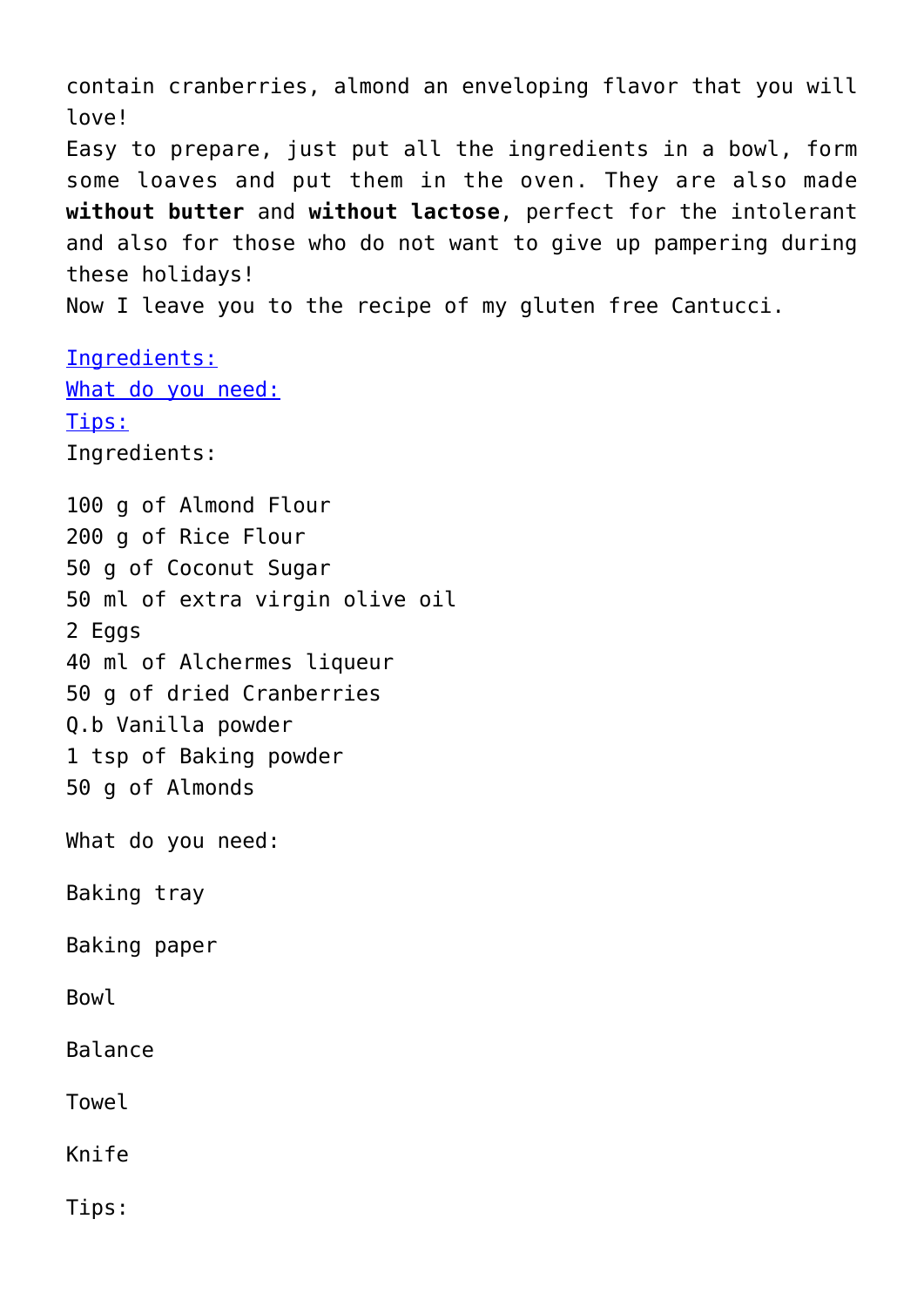contain cranberries, almond an enveloping flavor that you will love!
Easy to prepare, just put all the ingredients in a bowl, form some loaves and put them in the oven. They are also made **without butter** and **without lactose**, perfect for the intolerant and also for those who do not want to give up pampering during these holidays!
Now I leave you to the recipe of my gluten free Cantucci.

[Ingredients:](#)
[What do you need:](#)
[Tips:](#)

Ingredients:

100 g of Almond Flour
200 g of Rice Flour
50 g of Coconut Sugar
50 ml of extra virgin olive oil
2 Eggs
40 ml of Alchermes liqueur
50 g of dried Cranberries
Q.b Vanilla powder
1 tsp of Baking powder
50 g of Almonds

What do you need:

Baking tray

Baking paper

Bowl

Balance

Towel

Knife

Tips: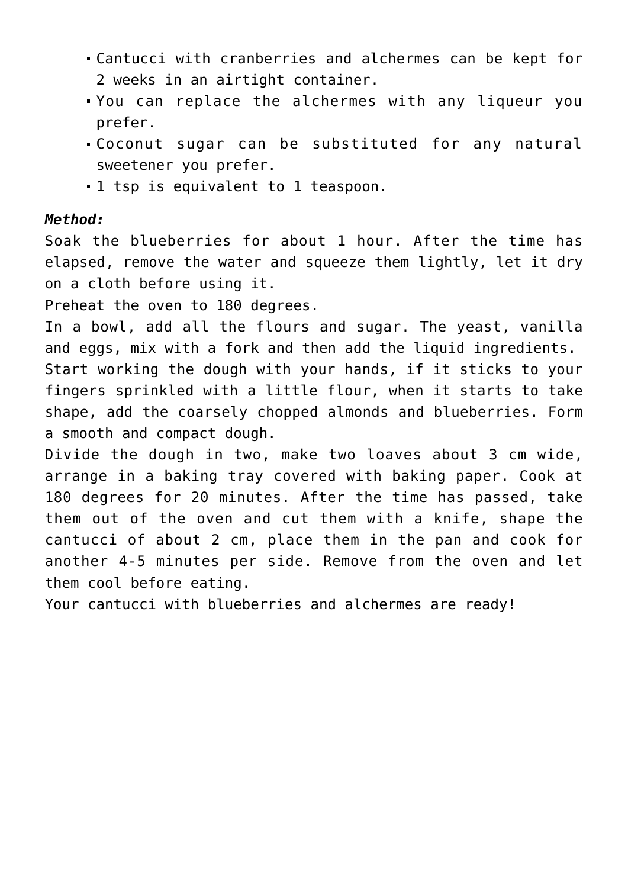- Cantucci with cranberries and alchermes can be kept for 2 weeks in an airtight container.
- You can replace the alchermes with any liqueur you prefer.
- Coconut sugar can be substituted for any natural sweetener you prefer.
- 1 tsp is equivalent to 1 teaspoon.

***Method:***

Soak the blueberries for about 1 hour. After the time has elapsed, remove the water and squeeze them lightly, let it dry on a cloth before using it.

Preheat the oven to 180 degrees.

In a bowl, add all the flours and sugar. The yeast, vanilla and eggs, mix with a fork and then add the liquid ingredients.

Start working the dough with your hands, if it sticks to your fingers sprinkled with a little flour, when it starts to take shape, add the coarsely chopped almonds and blueberries. Form a smooth and compact dough.

Divide the dough in two, make two loaves about 3 cm wide, arrange in a baking tray covered with baking paper. Cook at 180 degrees for 20 minutes. After the time has passed, take them out of the oven and cut them with a knife, shape the cantucci of about 2 cm, place them in the pan and cook for another 4-5 minutes per side. Remove from the oven and let them cool before eating.

Your cantucci with blueberries and alchermes are ready!